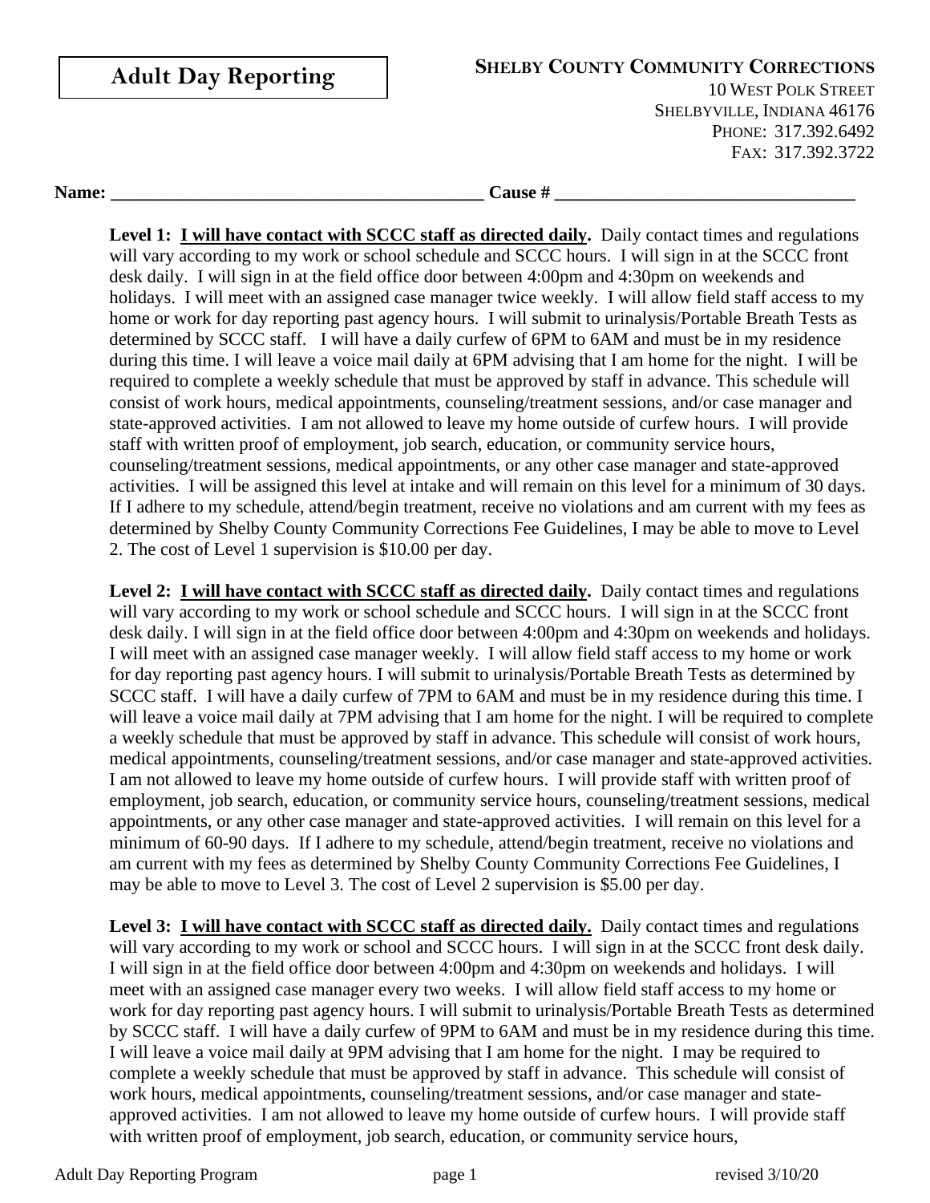# Adult Day Reporting

**SHELBY COUNTY COMMUNITY CORRECTIONS**
10 WEST POLK STREET
SHELBYVILLE, INDIANA 46176
PHONE: 317.392.6492
FAX: 317.392.3722

**Name: ________________________________________ Cause # ________________________________**

**Level 1: I will have contact with SCCC staff as directed daily.** Daily contact times and regulations will vary according to my work or school schedule and SCCC hours. I will sign in at the SCCC front desk daily. I will sign in at the field office door between 4:00pm and 4:30pm on weekends and holidays. I will meet with an assigned case manager twice weekly. I will allow field staff access to my home or work for day reporting past agency hours. I will submit to urinalysis/Portable Breath Tests as determined by SCCC staff. I will have a daily curfew of 6PM to 6AM and must be in my residence during this time. I will leave a voice mail daily at 6PM advising that I am home for the night. I will be required to complete a weekly schedule that must be approved by staff in advance. This schedule will consist of work hours, medical appointments, counseling/treatment sessions, and/or case manager and state-approved activities. I am not allowed to leave my home outside of curfew hours. I will provide staff with written proof of employment, job search, education, or community service hours, counseling/treatment sessions, medical appointments, or any other case manager and state-approved activities. I will be assigned this level at intake and will remain on this level for a minimum of 30 days. If I adhere to my schedule, attend/begin treatment, receive no violations and am current with my fees as determined by Shelby County Community Corrections Fee Guidelines, I may be able to move to Level 2. The cost of Level 1 supervision is $10.00 per day.

**Level 2: I will have contact with SCCC staff as directed daily.** Daily contact times and regulations will vary according to my work or school schedule and SCCC hours. I will sign in at the SCCC front desk daily. I will sign in at the field office door between 4:00pm and 4:30pm on weekends and holidays. I will meet with an assigned case manager weekly. I will allow field staff access to my home or work for day reporting past agency hours. I will submit to urinalysis/Portable Breath Tests as determined by SCCC staff. I will have a daily curfew of 7PM to 6AM and must be in my residence during this time. I will leave a voice mail daily at 7PM advising that I am home for the night. I will be required to complete a weekly schedule that must be approved by staff in advance. This schedule will consist of work hours, medical appointments, counseling/treatment sessions, and/or case manager and state-approved activities. I am not allowed to leave my home outside of curfew hours. I will provide staff with written proof of employment, job search, education, or community service hours, counseling/treatment sessions, medical appointments, or any other case manager and state-approved activities. I will remain on this level for a minimum of 60-90 days. If I adhere to my schedule, attend/begin treatment, receive no violations and am current with my fees as determined by Shelby County Community Corrections Fee Guidelines, I may be able to move to Level 3. The cost of Level 2 supervision is $5.00 per day.

**Level 3: I will have contact with SCCC staff as directed daily.** Daily contact times and regulations will vary according to my work or school and SCCC hours. I will sign in at the SCCC front desk daily. I will sign in at the field office door between 4:00pm and 4:30pm on weekends and holidays. I will meet with an assigned case manager every two weeks. I will allow field staff access to my home or work for day reporting past agency hours. I will submit to urinalysis/Portable Breath Tests as determined by SCCC staff. I will have a daily curfew of 9PM to 6AM and must be in my residence during this time. I will leave a voice mail daily at 9PM advising that I am home for the night. I may be required to complete a weekly schedule that must be approved by staff in advance. This schedule will consist of work hours, medical appointments, counseling/treatment sessions, and/or case manager and state-approved activities. I am not allowed to leave my home outside of curfew hours. I will provide staff with written proof of employment, job search, education, or community service hours,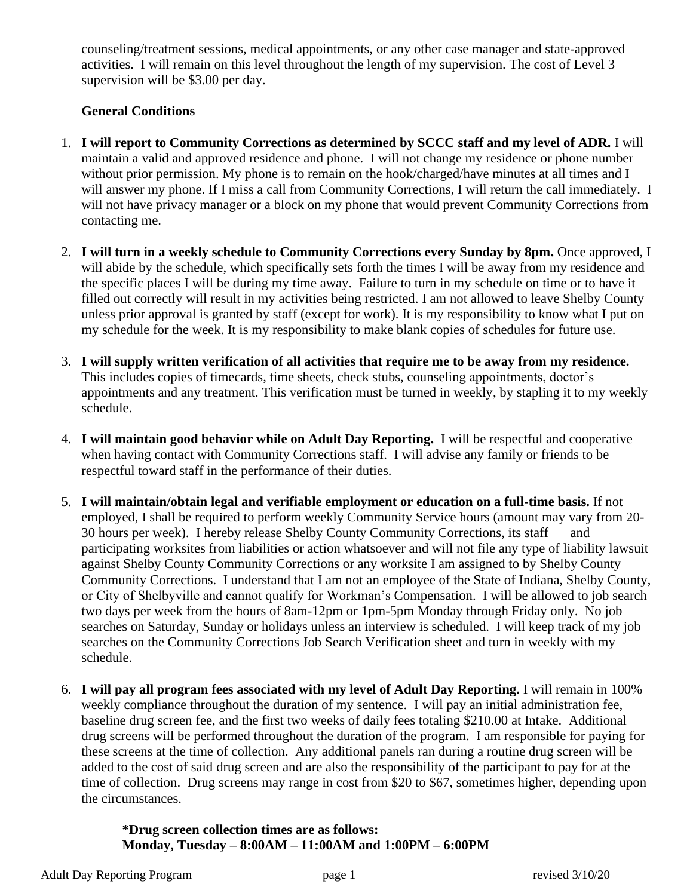counseling/treatment sessions, medical appointments, or any other case manager and state-approved activities. I will remain on this level throughout the length of my supervision. The cost of Level 3 supervision will be $3.00 per day.

**General Conditions**

1. **I will report to Community Corrections as determined by SCCC staff and my level of ADR.** I will maintain a valid and approved residence and phone. I will not change my residence or phone number without prior permission. My phone is to remain on the hook/charged/have minutes at all times and I will answer my phone. If I miss a call from Community Corrections, I will return the call immediately. I will not have privacy manager or a block on my phone that would prevent Community Corrections from contacting me.

2. **I will turn in a weekly schedule to Community Corrections every Sunday by 8pm.** Once approved, I will abide by the schedule, which specifically sets forth the times I will be away from my residence and the specific places I will be during my time away. Failure to turn in my schedule on time or to have it filled out correctly will result in my activities being restricted. I am not allowed to leave Shelby County unless prior approval is granted by staff (except for work). It is my responsibility to know what I put on my schedule for the week. It is my responsibility to make blank copies of schedules for future use.

3. **I will supply written verification of all activities that require me to be away from my residence.** This includes copies of timecards, time sheets, check stubs, counseling appointments, doctor's appointments and any treatment. This verification must be turned in weekly, by stapling it to my weekly schedule.

4. **I will maintain good behavior while on Adult Day Reporting.** I will be respectful and cooperative when having contact with Community Corrections staff. I will advise any family or friends to be respectful toward staff in the performance of their duties.

5. **I will maintain/obtain legal and verifiable employment or education on a full-time basis.** If not employed, I shall be required to perform weekly Community Service hours (amount may vary from 20-30 hours per week). I hereby release Shelby County Community Corrections, its staff and participating worksites from liabilities or action whatsoever and will not file any type of liability lawsuit against Shelby County Community Corrections or any worksite I am assigned to by Shelby County Community Corrections. I understand that I am not an employee of the State of Indiana, Shelby County, or City of Shelbyville and cannot qualify for Workman's Compensation. I will be allowed to job search two days per week from the hours of 8am-12pm or 1pm-5pm Monday through Friday only. No job searches on Saturday, Sunday or holidays unless an interview is scheduled. I will keep track of my job searches on the Community Corrections Job Search Verification sheet and turn in weekly with my schedule.

6. **I will pay all program fees associated with my level of Adult Day Reporting.** I will remain in 100% weekly compliance throughout the duration of my sentence. I will pay an initial administration fee, baseline drug screen fee, and the first two weeks of daily fees totaling $210.00 at Intake. Additional drug screens will be performed throughout the duration of the program. I am responsible for paying for these screens at the time of collection. Any additional panels ran during a routine drug screen will be added to the cost of said drug screen and are also the responsibility of the participant to pay for at the time of collection. Drug screens may range in cost from $20 to $67, sometimes higher, depending upon the circumstances.

   **\*Drug screen collection times are as follows:**
   **Monday, Tuesday – 8:00AM – 11:00AM and 1:00PM – 6:00PM**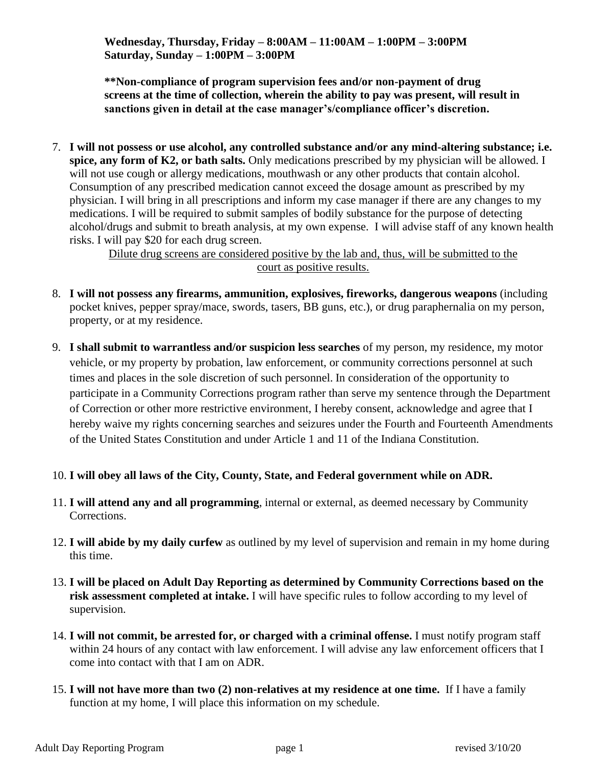**Wednesday, Thursday, Friday – 8:00AM – 11:00AM – 1:00PM – 3:00PM**
**Saturday, Sunday – 1:00PM – 3:00PM**

**\*\*Non-compliance of program supervision fees and/or non-payment of drug screens at the time of collection, wherein the ability to pay was present, will result in sanctions given in detail at the case manager's/compliance officer's discretion.**

7. **I will not possess or use alcohol, any controlled substance and/or any mind-altering substance; i.e. spice, any form of K2, or bath salts.** Only medications prescribed by my physician will be allowed. I will not use cough or allergy medications, mouthwash or any other products that contain alcohol. Consumption of any prescribed medication cannot exceed the dosage amount as prescribed by my physician. I will bring in all prescriptions and inform my case manager if there are any changes to my medications. I will be required to submit samples of bodily substance for the purpose of detecting alcohol/drugs and submit to breath analysis, at my own expense. I will advise staff of any known health risks. I will pay $20 for each drug screen.

   <u>Dilute drug screens are considered positive by the lab and, thus, will be submitted to the court as positive results.</u>

8. **I will not possess any firearms, ammunition, explosives, fireworks, dangerous weapons** (including pocket knives, pepper spray/mace, swords, tasers, BB guns, etc.), or drug paraphernalia on my person, property, or at my residence.

9. **I shall submit to warrantless and/or suspicion less searches** of my person, my residence, my motor vehicle, or my property by probation, law enforcement, or community corrections personnel at such times and places in the sole discretion of such personnel. In consideration of the opportunity to participate in a Community Corrections program rather than serve my sentence through the Department of Correction or other more restrictive environment, I hereby consent, acknowledge and agree that I hereby waive my rights concerning searches and seizures under the Fourth and Fourteenth Amendments of the United States Constitution and under Article 1 and 11 of the Indiana Constitution.

10. **I will obey all laws of the City, County, State, and Federal government while on ADR.**

11. **I will attend any and all programming**, internal or external, as deemed necessary by Community Corrections.

12. **I will abide by my daily curfew** as outlined by my level of supervision and remain in my home during this time.

13. **I will be placed on Adult Day Reporting as determined by Community Corrections based on the risk assessment completed at intake.** I will have specific rules to follow according to my level of supervision.

14. **I will not commit, be arrested for, or charged with a criminal offense.** I must notify program staff within 24 hours of any contact with law enforcement. I will advise any law enforcement officers that I come into contact with that I am on ADR.

15. **I will not have more than two (2) non-relatives at my residence at one time.** If I have a family function at my home, I will place this information on my schedule.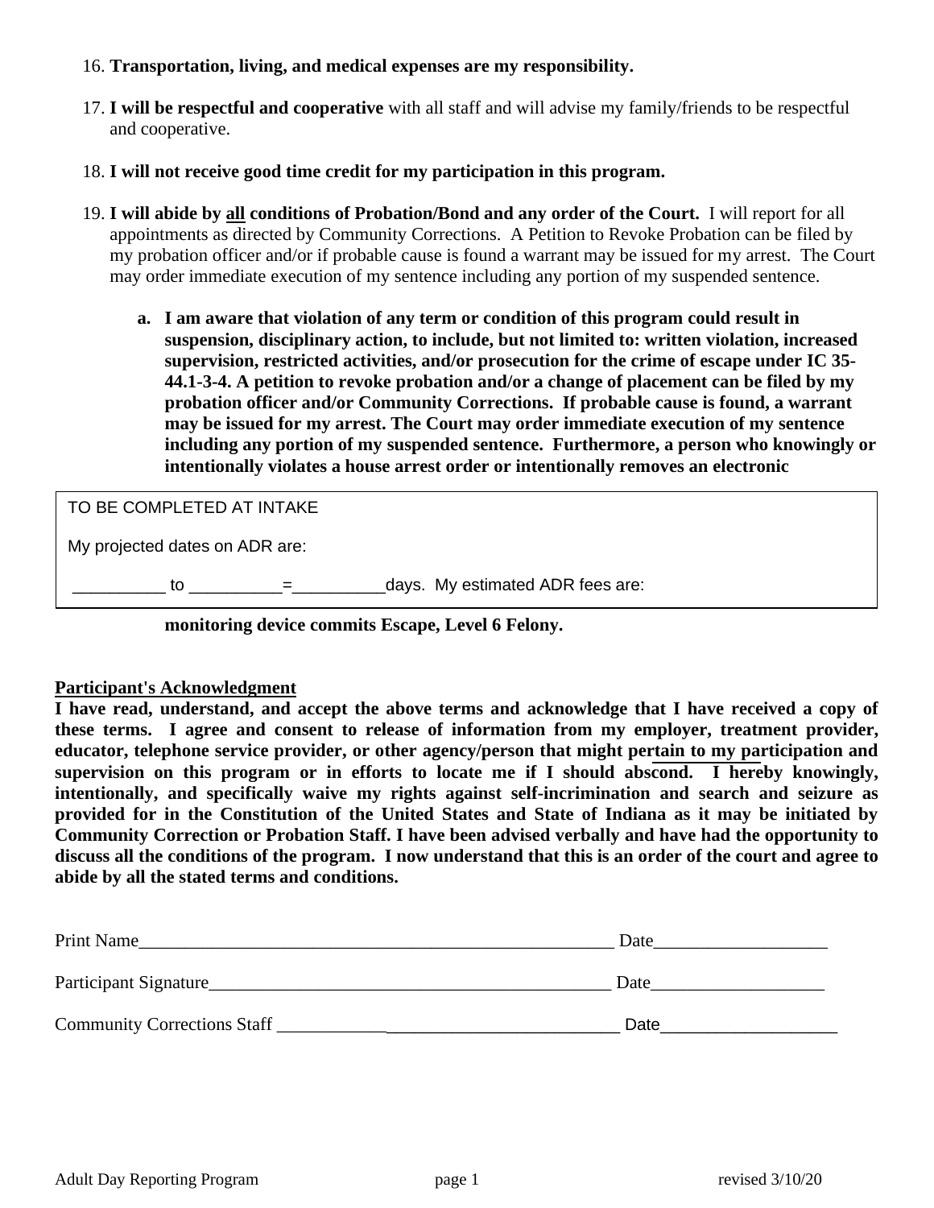16. **Transportation, living, and medical expenses are my responsibility.**

17. **I will be respectful and cooperative** with all staff and will advise my family/friends to be respectful and cooperative.

18. **I will not receive good time credit for my participation in this program.**

19. **I will abide by <u>all</u> conditions of Probation/Bond and any order of the Court.** I will report for all appointments as directed by Community Corrections. A Petition to Revoke Probation can be filed by my probation officer and/or if probable cause is found a warrant may be issued for my arrest. The Court may order immediate execution of my sentence including any portion of my suspended sentence.

    a. **I am aware that violation of any term or condition of this program could result in suspension, disciplinary action, to include, but not limited to: written violation, increased supervision, restricted activities, and/or prosecution for the crime of escape under IC 35-44.1-3-4. A petition to revoke probation and/or a change of placement can be filed by my probation officer and/or Community Corrections. If probable cause is found, a warrant may be issued for my arrest. The Court may order immediate execution of my sentence including any portion of my suspended sentence. Furthermore, a person who knowingly or intentionally violates a house arrest order or intentionally removes an electronic monitoring device commits Escape, Level 6 Felony.**

TO BE COMPLETED AT INTAKE

My projected dates on ADR are:

__________ to __________=__________days. My estimated ADR fees are:

**<u>Participant's Acknowledgment</u>**

**I have read, understand, and accept the above terms and acknowledge that I have received a copy of these terms. I agree and consent to release of information from my employer, treatment provider, educator, telephone service provider, or other agency/person that might pertain to my participation and supervision on this program or in efforts to locate me if I should abscond. I hereby knowingly, intentionally, and specifically waive my rights against self-incrimination and search and seizure as provided for in the Constitution of the United States and State of Indiana as it may be initiated by Community Correction or Probation Staff. I have been advised verbally and have had the opportunity to discuss all the conditions of the program. I now understand that this is an order of the court and agree to abide by all the stated terms and conditions.**

Print Name______________________________________________________ Date___________________

Participant Signature_____________________________________________ Date___________________

Community Corrections Staff ____________________________________ Date___________________

Adult Day Reporting Program revised 3/10/20